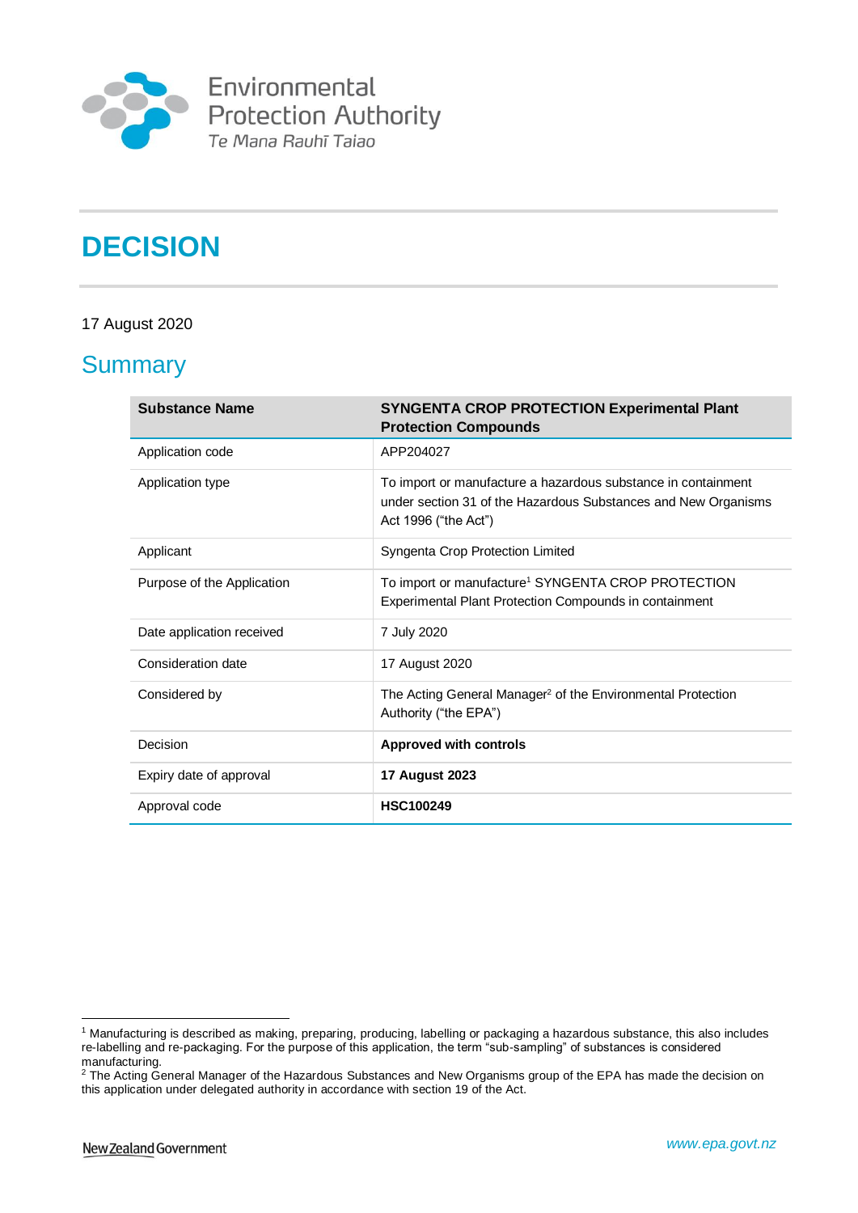Environmental Protection Authority
Te Mana Rauhī Taiao

# DECISION

17 August 2020

## Summary

| Substance Name | SYNGENTA CROP PROTECTION Experimental Plant Protection Compounds |
|---|---|
| Application code | APP204027 |
| Application type | To import or manufacture a hazardous substance in containment under section 31 of the Hazardous Substances and New Organisms Act 1996 ("the Act") |
| Applicant | Syngenta Crop Protection Limited |
| Purpose of the Application | To import or manufacture[1] SYNGENTA CROP PROTECTION Experimental Plant Protection Compounds in containment |
| Date application received | 7 July 2020 |
| Consideration date | 17 August 2020 |
| Considered by | The Acting General Manager[2] of the Environmental Protection Authority ("the EPA") |
| Decision | **Approved with controls** |
| Expiry date of approval | **17 August 2023** |
| Approval code | **HSC100249** |

[1] Manufacturing is described as making, preparing, producing, labelling or packaging a hazardous substance, this also includes re-labelling and re-packaging. For the purpose of this application, the term "sub-sampling" of substances is considered manufacturing.

[2] The Acting General Manager of the Hazardous Substances and New Organisms group of the EPA has made the decision on this application under delegated authority in accordance with section 19 of the Act.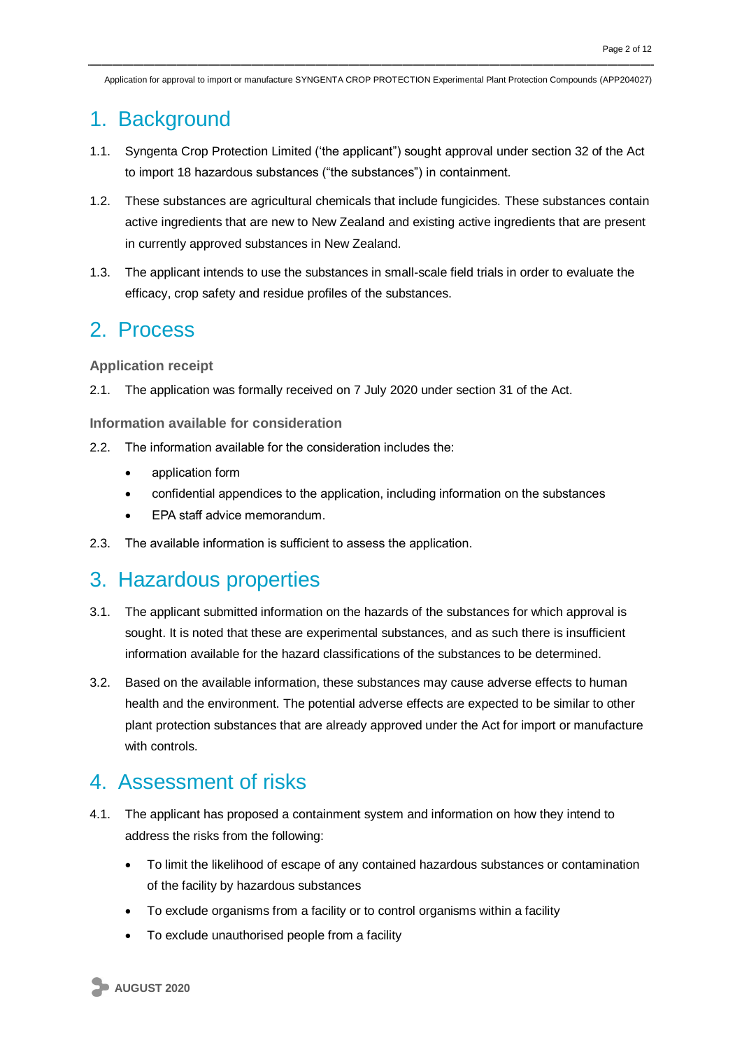# 1. Background

1.1. Syngenta Crop Protection Limited ('the applicant") sought approval under section 32 of the Act to import 18 hazardous substances ("the substances") in containment.

1.2. These substances are agricultural chemicals that include fungicides. These substances contain active ingredients that are new to New Zealand and existing active ingredients that are present in currently approved substances in New Zealand.

1.3. The applicant intends to use the substances in small-scale field trials in order to evaluate the efficacy, crop safety and residue profiles of the substances.

# 2. Process

### Application receipt

2.1. The application was formally received on 7 July 2020 under section 31 of the Act.

### Information available for consideration

2.2. The information available for the consideration includes the:

- application form
- confidential appendices to the application, including information on the substances
- EPA staff advice memorandum.

2.3. The available information is sufficient to assess the application.

# 3. Hazardous properties

3.1. The applicant submitted information on the hazards of the substances for which approval is sought. It is noted that these are experimental substances, and as such there is insufficient information available for the hazard classifications of the substances to be determined.

3.2. Based on the available information, these substances may cause adverse effects to human health and the environment. The potential adverse effects are expected to be similar to other plant protection substances that are already approved under the Act for import or manufacture with controls.

# 4. Assessment of risks

4.1. The applicant has proposed a containment system and information on how they intend to address the risks from the following:

- To limit the likelihood of escape of any contained hazardous substances or contamination of the facility by hazardous substances
- To exclude organisms from a facility or to control organisms within a facility
- To exclude unauthorised people from a facility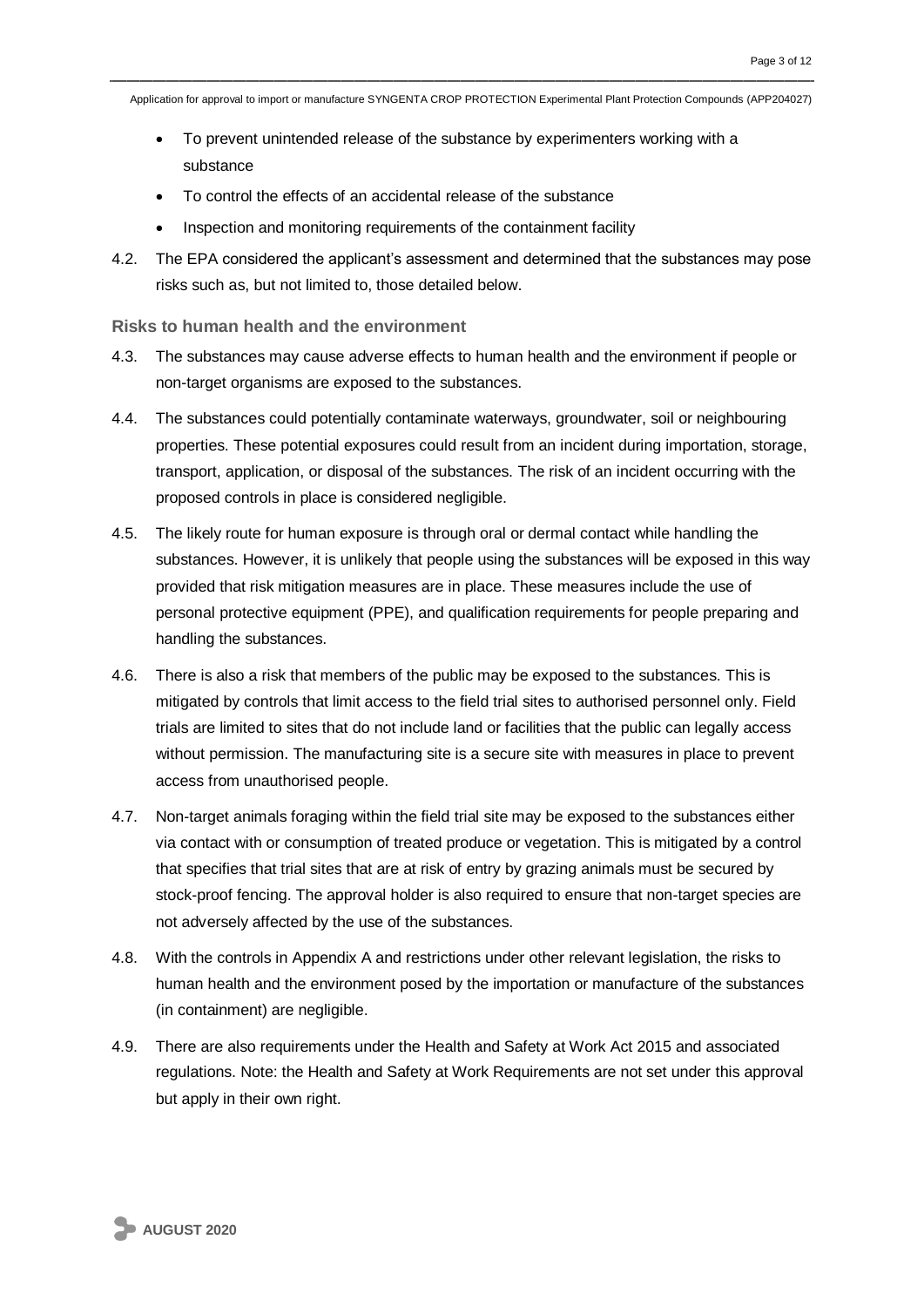- To prevent unintended release of the substance by experimenters working with a substance
- To control the effects of an accidental release of the substance
- Inspection and monitoring requirements of the containment facility

4.2. The EPA considered the applicant's assessment and determined that the substances may pose risks such as, but not limited to, those detailed below.

### Risks to human health and the environment

4.3. The substances may cause adverse effects to human health and the environment if people or non-target organisms are exposed to the substances.

4.4. The substances could potentially contaminate waterways, groundwater, soil or neighbouring properties. These potential exposures could result from an incident during importation, storage, transport, application, or disposal of the substances. The risk of an incident occurring with the proposed controls in place is considered negligible.

4.5. The likely route for human exposure is through oral or dermal contact while handling the substances. However, it is unlikely that people using the substances will be exposed in this way provided that risk mitigation measures are in place. These measures include the use of personal protective equipment (PPE), and qualification requirements for people preparing and handling the substances.

4.6. There is also a risk that members of the public may be exposed to the substances. This is mitigated by controls that limit access to the field trial sites to authorised personnel only. Field trials are limited to sites that do not include land or facilities that the public can legally access without permission. The manufacturing site is a secure site with measures in place to prevent access from unauthorised people.

4.7. Non-target animals foraging within the field trial site may be exposed to the substances either via contact with or consumption of treated produce or vegetation. This is mitigated by a control that specifies that trial sites that are at risk of entry by grazing animals must be secured by stock-proof fencing. The approval holder is also required to ensure that non-target species are not adversely affected by the use of the substances.

4.8. With the controls in Appendix A and restrictions under other relevant legislation, the risks to human health and the environment posed by the importation or manufacture of the substances (in containment) are negligible.

4.9. There are also requirements under the Health and Safety at Work Act 2015 and associated regulations. Note: the Health and Safety at Work Requirements are not set under this approval but apply in their own right.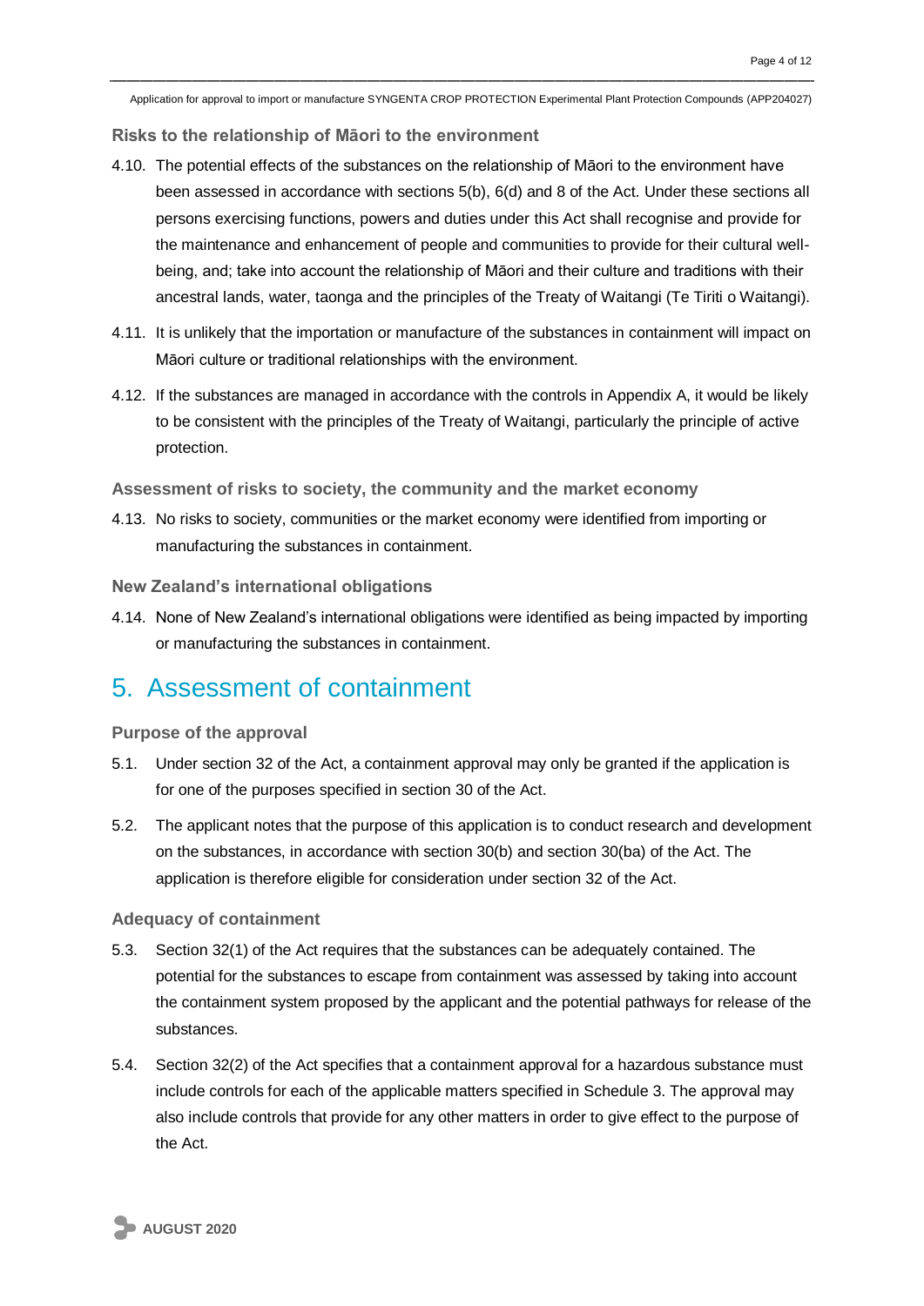### Risks to the relationship of Māori to the environment

4.10. The potential effects of the substances on the relationship of Māori to the environment have been assessed in accordance with sections 5(b), 6(d) and 8 of the Act. Under these sections all persons exercising functions, powers and duties under this Act shall recognise and provide for the maintenance and enhancement of people and communities to provide for their cultural well-being, and; take into account the relationship of Māori and their culture and traditions with their ancestral lands, water, taonga and the principles of the Treaty of Waitangi (Te Tiriti o Waitangi).

4.11. It is unlikely that the importation or manufacture of the substances in containment will impact on Māori culture or traditional relationships with the environment.

4.12. If the substances are managed in accordance with the controls in Appendix A, it would be likely to be consistent with the principles of the Treaty of Waitangi, particularly the principle of active protection.

### Assessment of risks to society, the community and the market economy

4.13. No risks to society, communities or the market economy were identified from importing or manufacturing the substances in containment.

### New Zealand's international obligations

4.14. None of New Zealand's international obligations were identified as being impacted by importing or manufacturing the substances in containment.

## 5. Assessment of containment

### Purpose of the approval

5.1. Under section 32 of the Act, a containment approval may only be granted if the application is for one of the purposes specified in section 30 of the Act.

5.2. The applicant notes that the purpose of this application is to conduct research and development on the substances, in accordance with section 30(b) and section 30(ba) of the Act. The application is therefore eligible for consideration under section 32 of the Act.

### Adequacy of containment

5.3. Section 32(1) of the Act requires that the substances can be adequately contained. The potential for the substances to escape from containment was assessed by taking into account the containment system proposed by the applicant and the potential pathways for release of the substances.

5.4. Section 32(2) of the Act specifies that a containment approval for a hazardous substance must include controls for each of the applicable matters specified in Schedule 3. The approval may also include controls that provide for any other matters in order to give effect to the purpose of the Act.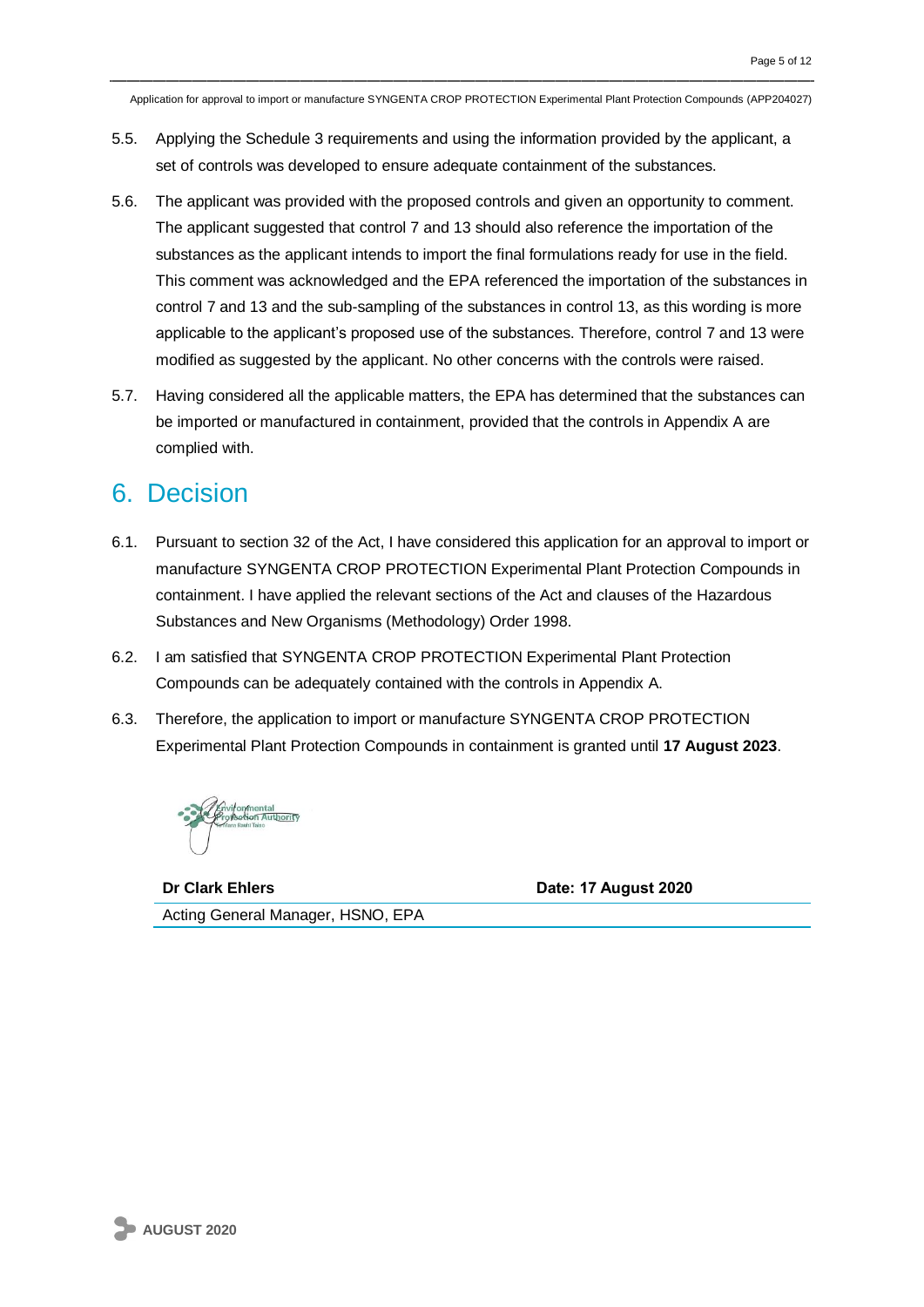5.5. Applying the Schedule 3 requirements and using the information provided by the applicant, a set of controls was developed to ensure adequate containment of the substances.

5.6. The applicant was provided with the proposed controls and given an opportunity to comment. The applicant suggested that control 7 and 13 should also reference the importation of the substances as the applicant intends to import the final formulations ready for use in the field. This comment was acknowledged and the EPA referenced the importation of the substances in control 7 and 13 and the sub-sampling of the substances in control 13, as this wording is more applicable to the applicant's proposed use of the substances. Therefore, control 7 and 13 were modified as suggested by the applicant. No other concerns with the controls were raised.

5.7. Having considered all the applicable matters, the EPA has determined that the substances can be imported or manufactured in containment, provided that the controls in Appendix A are complied with.

# 6. Decision

6.1. Pursuant to section 32 of the Act, I have considered this application for an approval to import or manufacture SYNGENTA CROP PROTECTION Experimental Plant Protection Compounds in containment. I have applied the relevant sections of the Act and clauses of the Hazardous Substances and New Organisms (Methodology) Order 1998.

6.2. I am satisfied that SYNGENTA CROP PROTECTION Experimental Plant Protection Compounds can be adequately contained with the controls in Appendix A.

6.3. Therefore, the application to import or manufacture SYNGENTA CROP PROTECTION Experimental Plant Protection Compounds in containment is granted until **17 August 2023**.

| **Dr Clark Ehlers** | **Date: 17 August 2020** |
|---|---|
| Acting General Manager, HSNO, EPA | |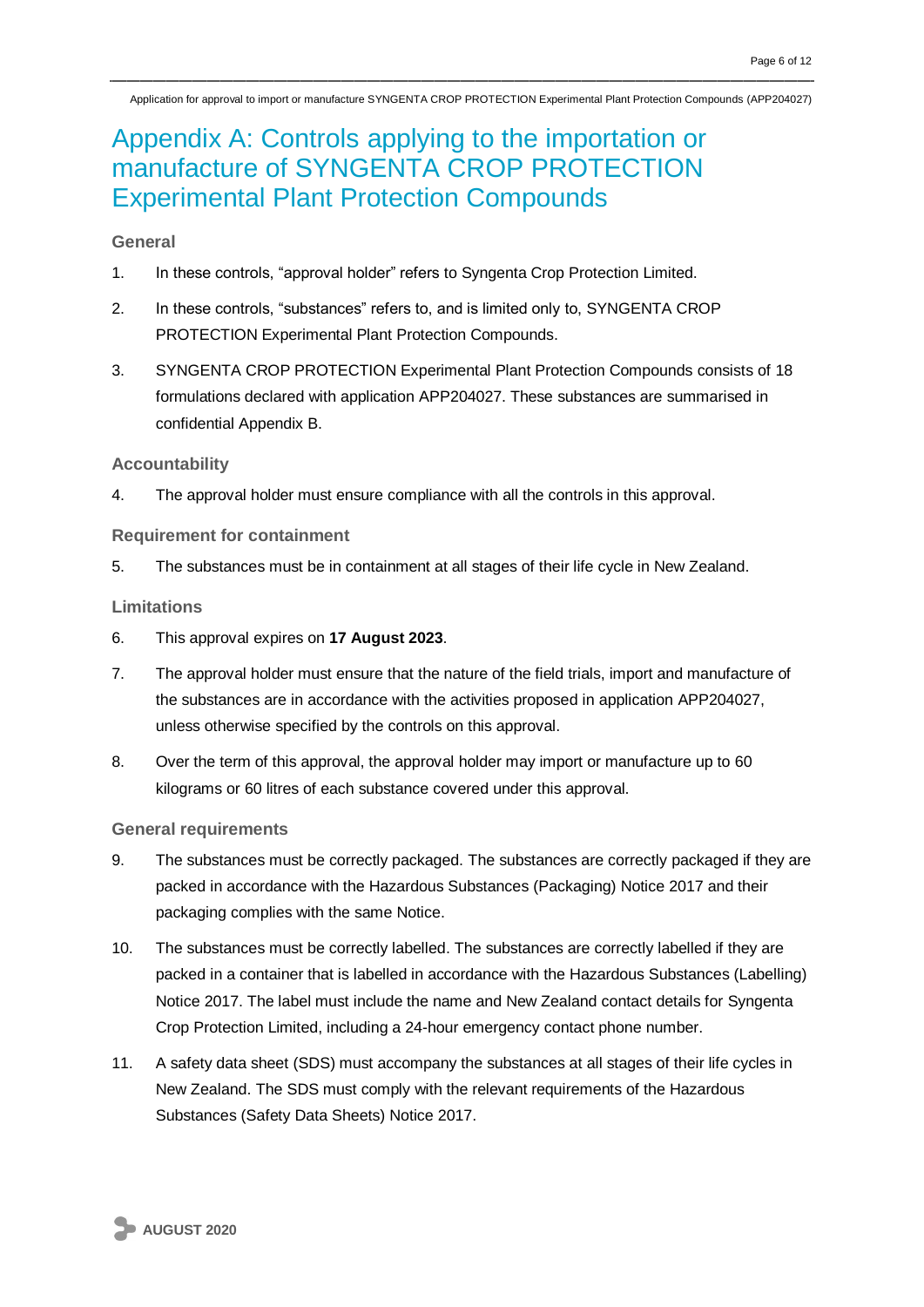# Appendix A: Controls applying to the importation or manufacture of SYNGENTA CROP PROTECTION Experimental Plant Protection Compounds

### General

1. In these controls, “approval holder” refers to Syngenta Crop Protection Limited.
2. In these controls, “substances” refers to, and is limited only to, SYNGENTA CROP PROTECTION Experimental Plant Protection Compounds.
3. SYNGENTA CROP PROTECTION Experimental Plant Protection Compounds consists of 18 formulations declared with application APP204027. These substances are summarised in confidential Appendix B.

### Accountability

4. The approval holder must ensure compliance with all the controls in this approval.

### Requirement for containment

5. The substances must be in containment at all stages of their life cycle in New Zealand.

### Limitations

6. This approval expires on **17 August 2023**.
7. The approval holder must ensure that the nature of the field trials, import and manufacture of the substances are in accordance with the activities proposed in application APP204027, unless otherwise specified by the controls on this approval.
8. Over the term of this approval, the approval holder may import or manufacture up to 60 kilograms or 60 litres of each substance covered under this approval.

### General requirements

9. The substances must be correctly packaged. The substances are correctly packaged if they are packed in accordance with the Hazardous Substances (Packaging) Notice 2017 and their packaging complies with the same Notice.
10. The substances must be correctly labelled. The substances are correctly labelled if they are packed in a container that is labelled in accordance with the Hazardous Substances (Labelling) Notice 2017. The label must include the name and New Zealand contact details for Syngenta Crop Protection Limited, including a 24-hour emergency contact phone number.
11. A safety data sheet (SDS) must accompany the substances at all stages of their life cycles in New Zealand. The SDS must comply with the relevant requirements of the Hazardous Substances (Safety Data Sheets) Notice 2017.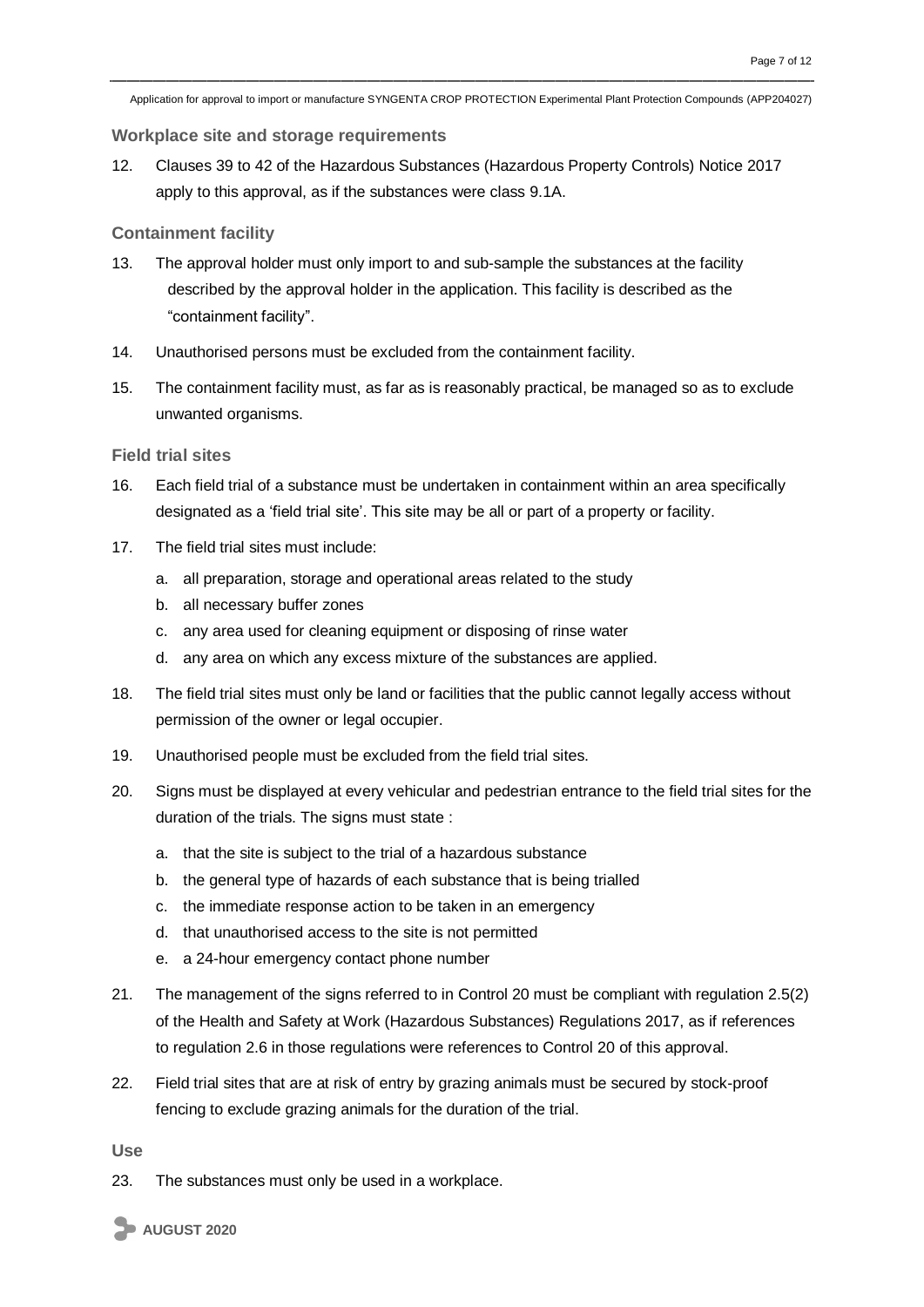### Workplace site and storage requirements

12. Clauses 39 to 42 of the Hazardous Substances (Hazardous Property Controls) Notice 2017 apply to this approval, as if the substances were class 9.1A.

### Containment facility

13. The approval holder must only import to and sub-sample the substances at the facility described by the approval holder in the application. This facility is described as the "containment facility".

14. Unauthorised persons must be excluded from the containment facility.

15. The containment facility must, as far as is reasonably practical, be managed so as to exclude unwanted organisms.

### Field trial sites

16. Each field trial of a substance must be undertaken in containment within an area specifically designated as a 'field trial site'. This site may be all or part of a property or facility.

17. The field trial sites must include:
    a. all preparation, storage and operational areas related to the study
    b. all necessary buffer zones
    c. any area used for cleaning equipment or disposing of rinse water
    d. any area on which any excess mixture of the substances are applied.

18. The field trial sites must only be land or facilities that the public cannot legally access without permission of the owner or legal occupier.

19. Unauthorised people must be excluded from the field trial sites.

20. Signs must be displayed at every vehicular and pedestrian entrance to the field trial sites for the duration of the trials. The signs must state :
    a. that the site is subject to the trial of a hazardous substance
    b. the general type of hazards of each substance that is being trialled
    c. the immediate response action to be taken in an emergency
    d. that unauthorised access to the site is not permitted
    e. a 24-hour emergency contact phone number

21. The management of the signs referred to in Control 20 must be compliant with regulation 2.5(2) of the Health and Safety at Work (Hazardous Substances) Regulations 2017, as if references to regulation 2.6 in those regulations were references to Control 20 of this approval.

22. Field trial sites that are at risk of entry by grazing animals must be secured by stock-proof fencing to exclude grazing animals for the duration of the trial.

### Use

23. The substances must only be used in a workplace.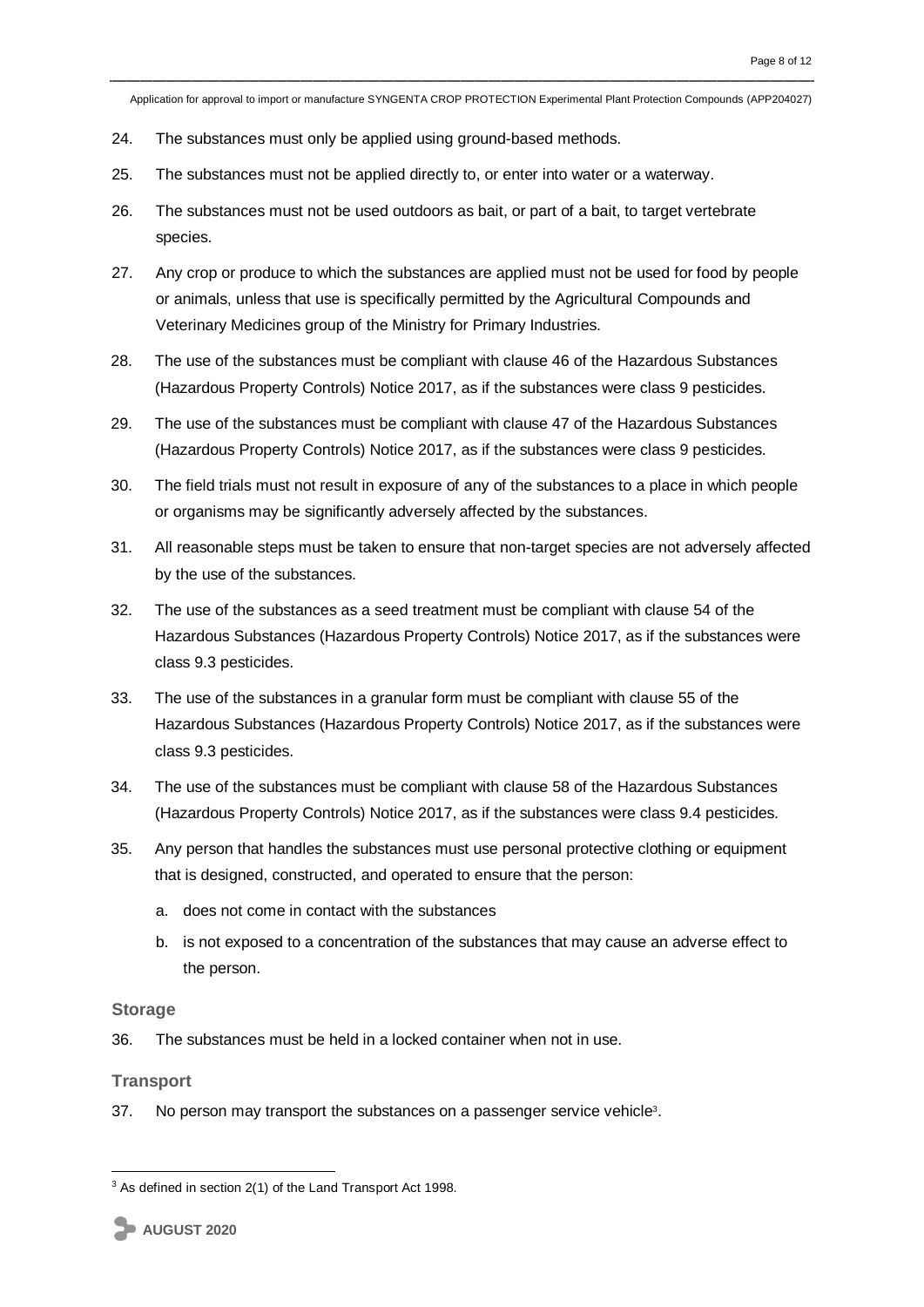24. The substances must only be applied using ground-based methods.
25. The substances must not be applied directly to, or enter into water or a waterway.
26. The substances must not be used outdoors as bait, or part of a bait, to target vertebrate species.
27. Any crop or produce to which the substances are applied must not be used for food by people or animals, unless that use is specifically permitted by the Agricultural Compounds and Veterinary Medicines group of the Ministry for Primary Industries.
28. The use of the substances must be compliant with clause 46 of the Hazardous Substances (Hazardous Property Controls) Notice 2017, as if the substances were class 9 pesticides.
29. The use of the substances must be compliant with clause 47 of the Hazardous Substances (Hazardous Property Controls) Notice 2017, as if the substances were class 9 pesticides.
30. The field trials must not result in exposure of any of the substances to a place in which people or organisms may be significantly adversely affected by the substances.
31. All reasonable steps must be taken to ensure that non-target species are not adversely affected by the use of the substances.
32. The use of the substances as a seed treatment must be compliant with clause 54 of the Hazardous Substances (Hazardous Property Controls) Notice 2017, as if the substances were class 9.3 pesticides.
33. The use of the substances in a granular form must be compliant with clause 55 of the Hazardous Substances (Hazardous Property Controls) Notice 2017, as if the substances were class 9.3 pesticides.
34. The use of the substances must be compliant with clause 58 of the Hazardous Substances (Hazardous Property Controls) Notice 2017, as if the substances were class 9.4 pesticides.
35. Any person that handles the substances must use personal protective clothing or equipment that is designed, constructed, and operated to ensure that the person:
    a. does not come in contact with the substances
    b. is not exposed to a concentration of the substances that may cause an adverse effect to the person.

### Storage

36. The substances must be held in a locked container when not in use.

### Transport

37. No person may transport the substances on a passenger service vehicle[3].

[3] As defined in section 2(1) of the Land Transport Act 1998.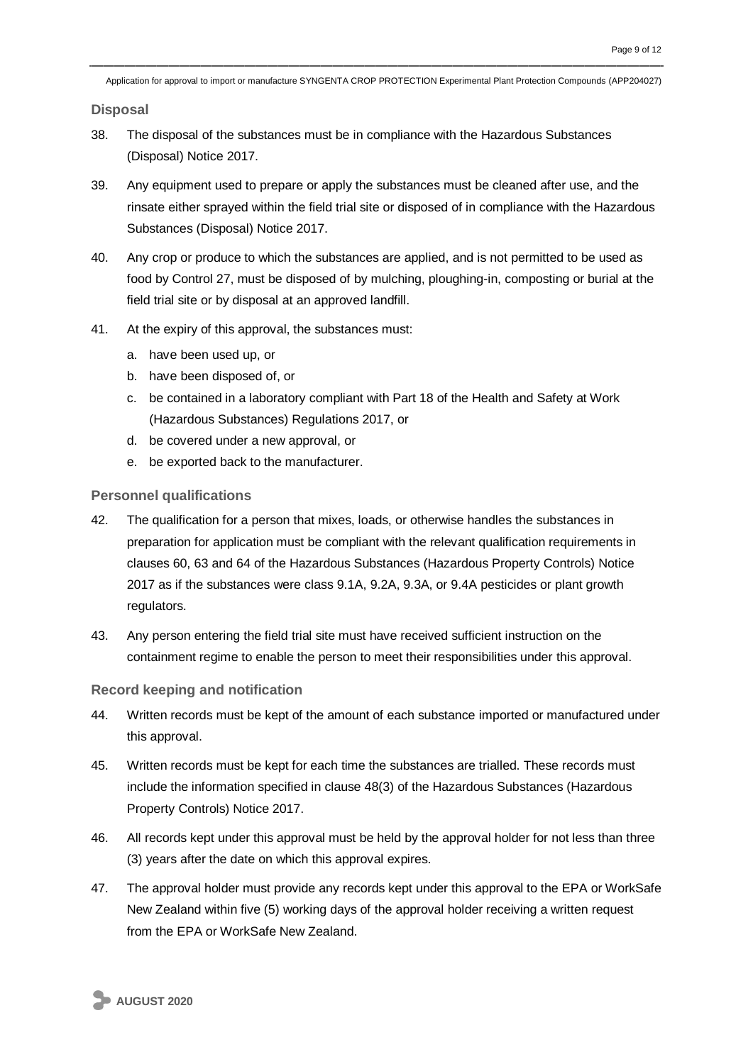### Disposal

38. The disposal of the substances must be in compliance with the Hazardous Substances (Disposal) Notice 2017.

39. Any equipment used to prepare or apply the substances must be cleaned after use, and the rinsate either sprayed within the field trial site or disposed of in compliance with the Hazardous Substances (Disposal) Notice 2017.

40. Any crop or produce to which the substances are applied, and is not permitted to be used as food by Control 27, must be disposed of by mulching, ploughing-in, composting or burial at the field trial site or by disposal at an approved landfill.

41. At the expiry of this approval, the substances must:

    a. have been used up, or
    b. have been disposed of, or
    c. be contained in a laboratory compliant with Part 18 of the Health and Safety at Work (Hazardous Substances) Regulations 2017, or
    d. be covered under a new approval, or
    e. be exported back to the manufacturer.

### Personnel qualifications

42. The qualification for a person that mixes, loads, or otherwise handles the substances in preparation for application must be compliant with the relevant qualification requirements in clauses 60, 63 and 64 of the Hazardous Substances (Hazardous Property Controls) Notice 2017 as if the substances were class 9.1A, 9.2A, 9.3A, or 9.4A pesticides or plant growth regulators.

43. Any person entering the field trial site must have received sufficient instruction on the containment regime to enable the person to meet their responsibilities under this approval.

### Record keeping and notification

44. Written records must be kept of the amount of each substance imported or manufactured under this approval.

45. Written records must be kept for each time the substances are trialled. These records must include the information specified in clause 48(3) of the Hazardous Substances (Hazardous Property Controls) Notice 2017.

46. All records kept under this approval must be held by the approval holder for not less than three (3) years after the date on which this approval expires.

47. The approval holder must provide any records kept under this approval to the EPA or WorkSafe New Zealand within five (5) working days of the approval holder receiving a written request from the EPA or WorkSafe New Zealand.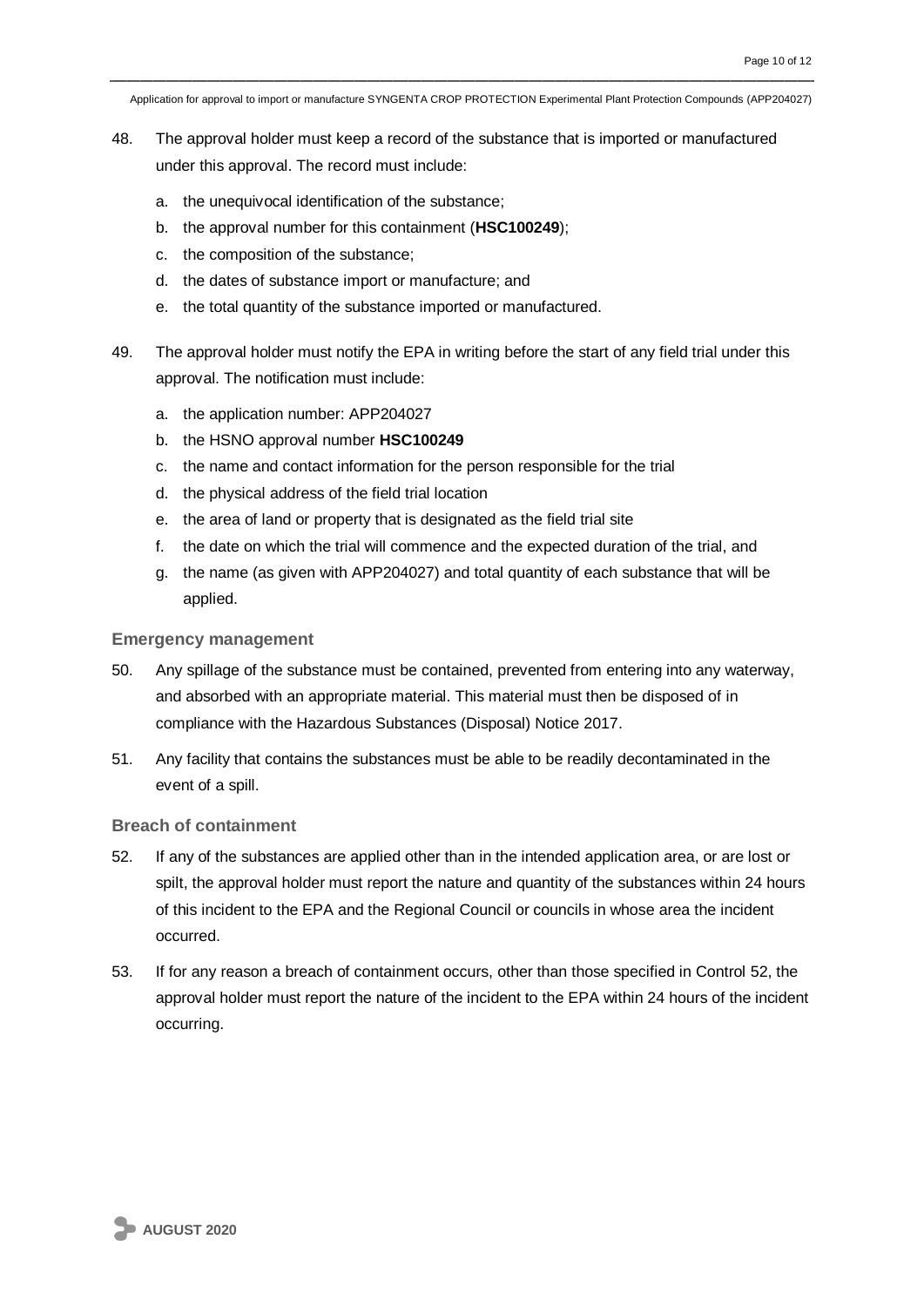48. The approval holder must keep a record of the substance that is imported or manufactured under this approval. The record must include:

    a. the unequivocal identification of the substance;
    b. the approval number for this containment (**HSC100249**);
    c. the composition of the substance;
    d. the dates of substance import or manufacture; and
    e. the total quantity of the substance imported or manufactured.

49. The approval holder must notify the EPA in writing before the start of any field trial under this approval. The notification must include:

    a. the application number: APP204027
    b. the HSNO approval number **HSC100249**
    c. the name and contact information for the person responsible for the trial
    d. the physical address of the field trial location
    e. the area of land or property that is designated as the field trial site
    f. the date on which the trial will commence and the expected duration of the trial, and
    g. the name (as given with APP204027) and total quantity of each substance that will be applied.

### Emergency management

50. Any spillage of the substance must be contained, prevented from entering into any waterway, and absorbed with an appropriate material. This material must then be disposed of in compliance with the Hazardous Substances (Disposal) Notice 2017.

51. Any facility that contains the substances must be able to be readily decontaminated in the event of a spill.

### Breach of containment

52. If any of the substances are applied other than in the intended application area, or are lost or spilt, the approval holder must report the nature and quantity of the substances within 24 hours of this incident to the EPA and the Regional Council or councils in whose area the incident occurred.

53. If for any reason a breach of containment occurs, other than those specified in Control 52, the approval holder must report the nature of the incident to the EPA within 24 hours of the incident occurring.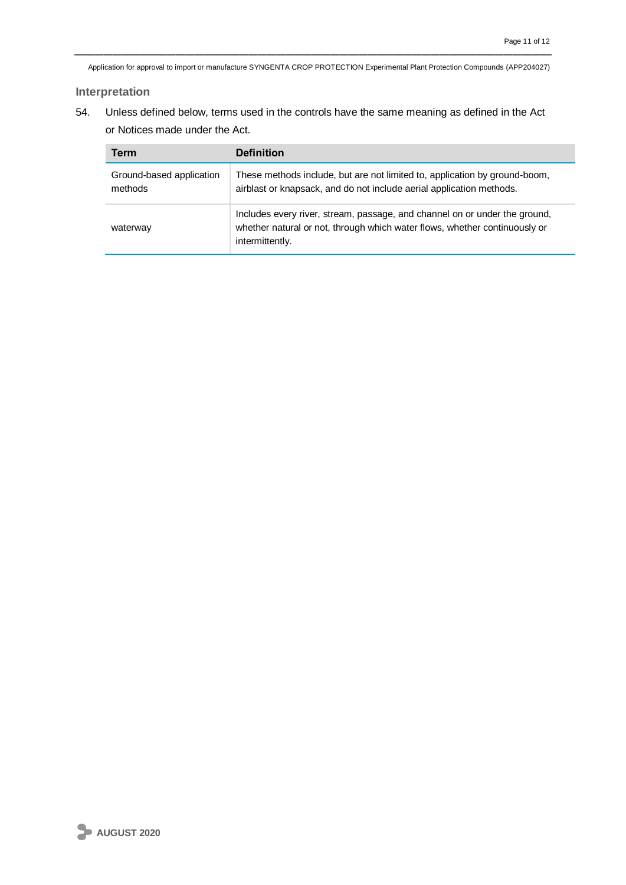## Interpretation

54. Unless defined below, terms used in the controls have the same meaning as defined in the Act or Notices made under the Act.

| Term | Definition |
|---|---|
| Ground-based application methods | These methods include, but are not limited to, application by ground-boom, airblast or knapsack, and do not include aerial application methods. |
| waterway | Includes every river, stream, passage, and channel on or under the ground, whether natural or not, through which water flows, whether continuously or intermittently. |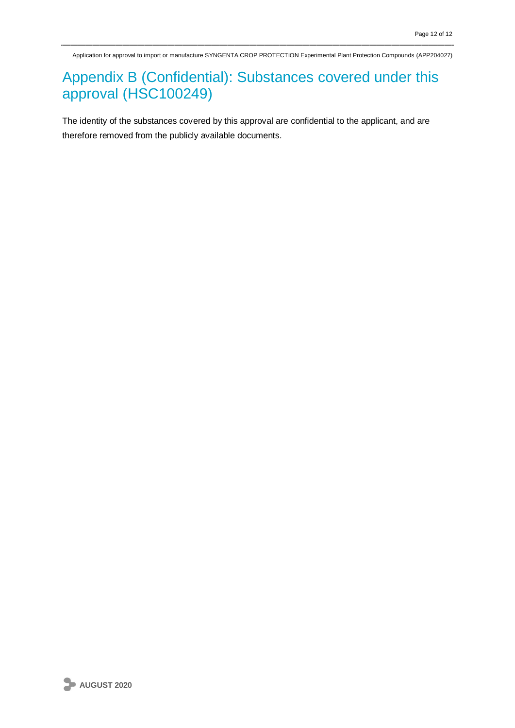# Appendix B (Confidential): Substances covered under this approval (HSC100249)

The identity of the substances covered by this approval are confidential to the applicant, and are therefore removed from the publicly available documents.